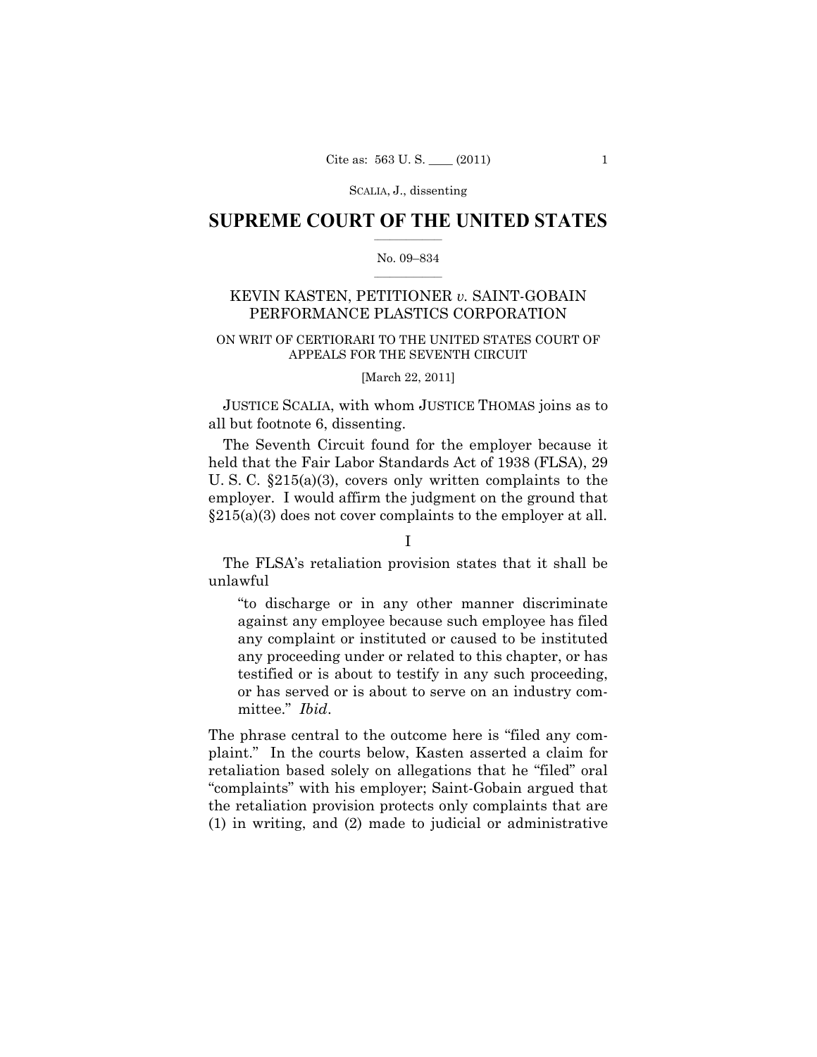# SUPREME COURT OF THE UNITED STATES

No. 09–834

## KEVIN KASTEN, PETITIONER *v.* SAINT-GOBAIN PERFORMANCE PLASTICS CORPORATION

ON WRIT OF CERTIORARI TO THE UNITED STATES COURT OF APPEALS FOR THE SEVENTH CIRCUIT

[March 22, 2011]

JUSTICE SCALIA, with whom JUSTICE THOMAS joins as to all but footnote 6, dissenting.

The Seventh Circuit found for the employer because it held that the Fair Labor Standards Act of 1938 (FLSA), 29 U. S. C. §215(a)(3), covers only written complaints to the employer. I would affirm the judgment on the ground that §215(a)(3) does not cover complaints to the employer at all.

I

The FLSA's retaliation provision states that it shall be unlawful

> "to discharge or in any other manner discriminate against any employee because such employee has filed any complaint or instituted or caused to be instituted any proceeding under or related to this chapter, or has testified or is about to testify in any such proceeding, or has served or is about to serve on an industry committee." *Ibid*.

The phrase central to the outcome here is "filed any complaint." In the courts below, Kasten asserted a claim for retaliation based solely on allegations that he "filed" oral "complaints" with his employer; Saint-Gobain argued that the retaliation provision protects only complaints that are (1) in writing, and (2) made to judicial or administrative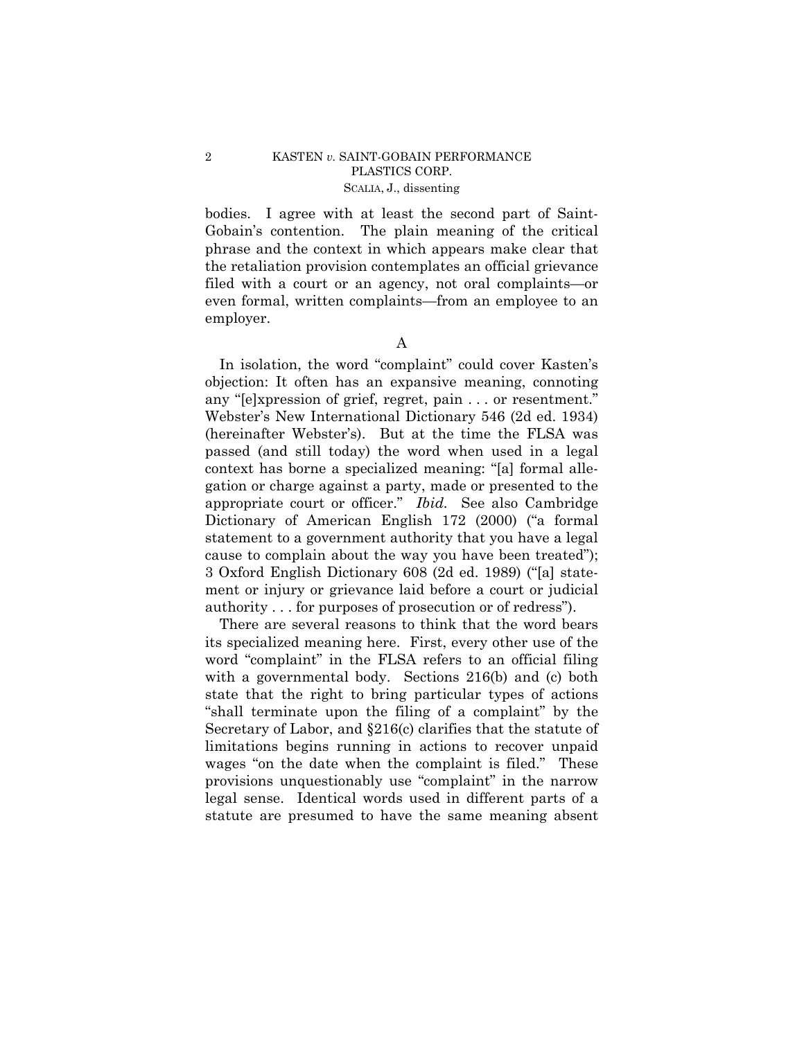bodies. I agree with at least the second part of Saint-Gobain's contention. The plain meaning of the critical phrase and the context in which appears make clear that the retaliation provision contemplates an official grievance filed with a court or an agency, not oral complaints—or even formal, written complaints—from an employee to an employer.

A

In isolation, the word "complaint" could cover Kasten's objection: It often has an expansive meaning, connoting any "[e]xpression of grief, regret, pain . . . or resentment." Webster's New International Dictionary 546 (2d ed. 1934) (hereinafter Webster's). But at the time the FLSA was passed (and still today) the word when used in a legal context has borne a specialized meaning: "[a] formal allegation or charge against a party, made or presented to the appropriate court or officer." *Ibid.* See also Cambridge Dictionary of American English 172 (2000) ("a formal statement to a government authority that you have a legal cause to complain about the way you have been treated"); 3 Oxford English Dictionary 608 (2d ed. 1989) ("[a] statement or injury or grievance laid before a court or judicial authority . . . for purposes of prosecution or of redress").

There are several reasons to think that the word bears its specialized meaning here. First, every other use of the word "complaint" in the FLSA refers to an official filing with a governmental body. Sections 216(b) and (c) both state that the right to bring particular types of actions "shall terminate upon the filing of a complaint" by the Secretary of Labor, and §216(c) clarifies that the statute of limitations begins running in actions to recover unpaid wages "on the date when the complaint is filed." These provisions unquestionably use "complaint" in the narrow legal sense. Identical words used in different parts of a statute are presumed to have the same meaning absent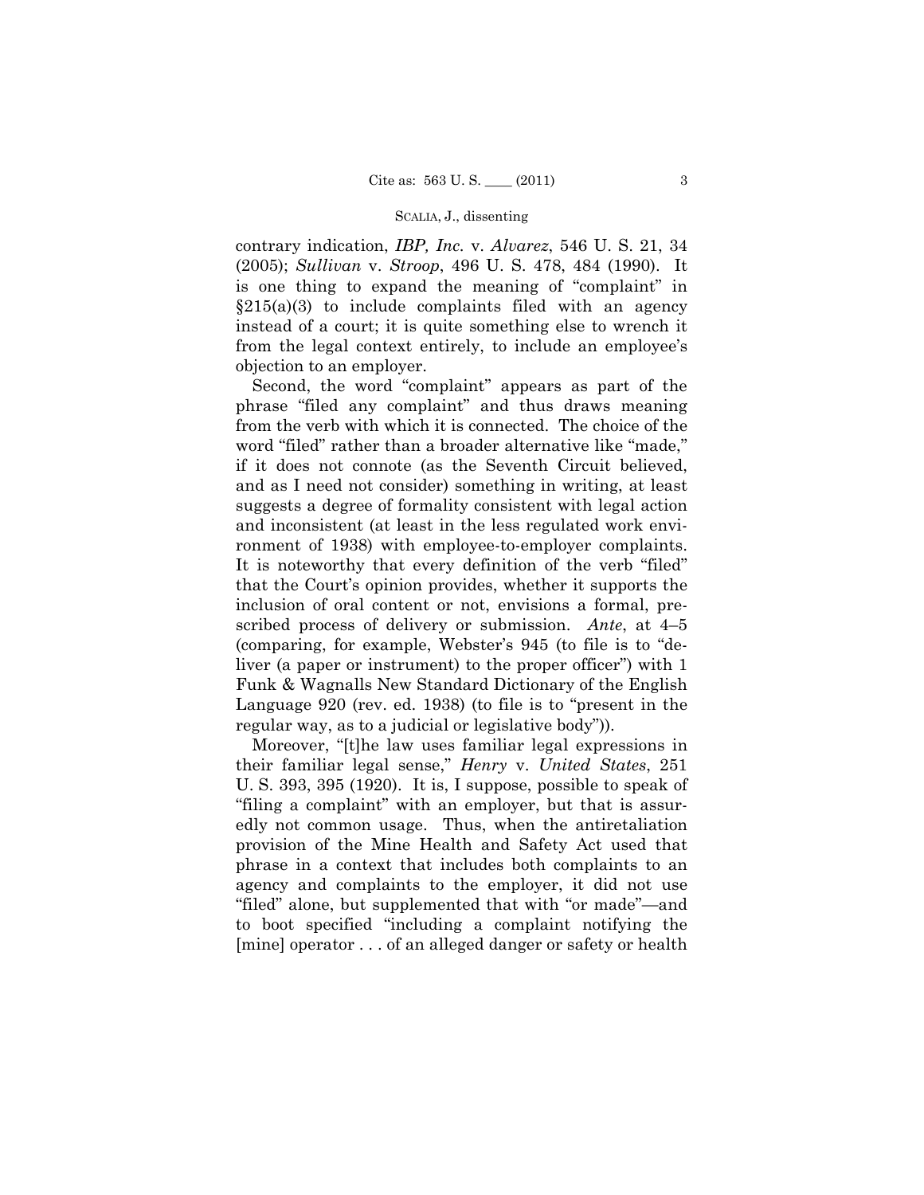contrary indication, *IBP, Inc.* v. *Alvarez*, 546 U. S. 21, 34 (2005); *Sullivan* v. *Stroop*, 496 U. S. 478, 484 (1990). It is one thing to expand the meaning of "complaint" in §215(a)(3) to include complaints filed with an agency instead of a court; it is quite something else to wrench it from the legal context entirely, to include an employee's objection to an employer.

Second, the word "complaint" appears as part of the phrase "filed any complaint" and thus draws meaning from the verb with which it is connected. The choice of the word "filed" rather than a broader alternative like "made," if it does not connote (as the Seventh Circuit believed, and as I need not consider) something in writing, at least suggests a degree of formality consistent with legal action and inconsistent (at least in the less regulated work environment of 1938) with employee-to-employer complaints. It is noteworthy that every definition of the verb "filed" that the Court's opinion provides, whether it supports the inclusion of oral content or not, envisions a formal, prescribed process of delivery or submission. *Ante*, at 4–5 (comparing, for example, Webster's 945 (to file is to "deliver (a paper or instrument) to the proper officer") with 1 Funk & Wagnalls New Standard Dictionary of the English Language 920 (rev. ed. 1938) (to file is to "present in the regular way, as to a judicial or legislative body")).

Moreover, "[t]he law uses familiar legal expressions in their familiar legal sense," *Henry* v. *United States*, 251 U. S. 393, 395 (1920). It is, I suppose, possible to speak of "filing a complaint" with an employer, but that is assuredly not common usage. Thus, when the antiretaliation provision of the Mine Health and Safety Act used that phrase in a context that includes both complaints to an agency and complaints to the employer, it did not use "filed" alone, but supplemented that with "or made"—and to boot specified "including a complaint notifying the [mine] operator . . . of an alleged danger or safety or health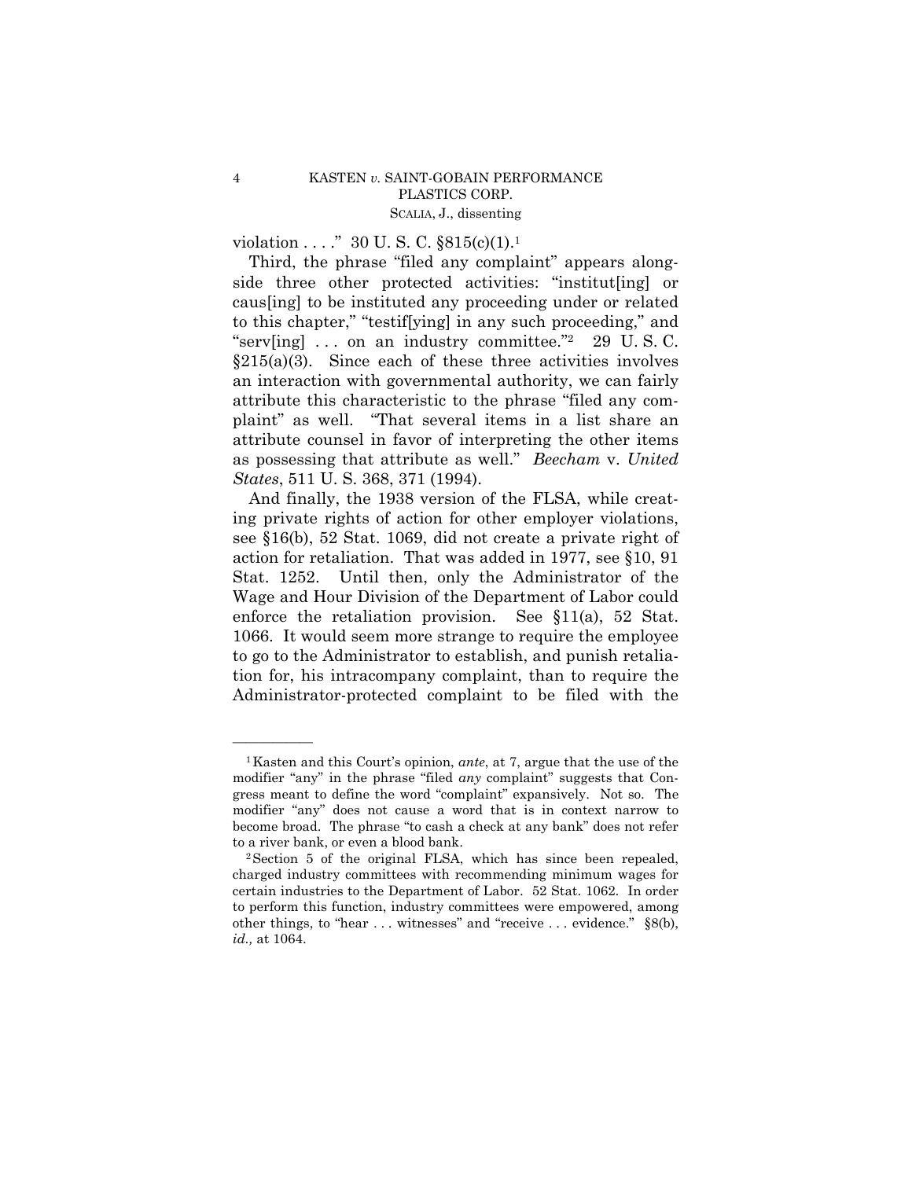violation . . . ." 30 U. S. C. §815(c)(1).[1]

Third, the phrase "filed any complaint" appears alongside three other protected activities: "institut[ing] or caus[ing] to be instituted any proceeding under or related to this chapter," "testif[ying] in any such proceeding," and "serv[ing] . . . on an industry committee."[2] 29 U. S. C. §215(a)(3). Since each of these three activities involves an interaction with governmental authority, we can fairly attribute this characteristic to the phrase "filed any complaint" as well. "That several items in a list share an attribute counsel in favor of interpreting the other items as possessing that attribute as well." *Beecham* v. *United States*, 511 U. S. 368, 371 (1994).

And finally, the 1938 version of the FLSA, while creating private rights of action for other employer violations, see §16(b), 52 Stat. 1069, did not create a private right of action for retaliation. That was added in 1977, see §10, 91 Stat. 1252. Until then, only the Administrator of the Wage and Hour Division of the Department of Labor could enforce the retaliation provision. See §11(a), 52 Stat. 1066. It would seem more strange to require the employee to go to the Administrator to establish, and punish retaliation for, his intracompany complaint, than to require the Administrator-protected complaint to be filed with the

---

[1] Kasten and this Court's opinion, *ante*, at 7, argue that the use of the modifier "any" in the phrase "filed *any* complaint" suggests that Congress meant to define the word "complaint" expansively. Not so. The modifier "any" does not cause a word that is in context narrow to become broad. The phrase "to cash a check at any bank" does not refer to a river bank, or even a blood bank.

[2] Section 5 of the original FLSA, which has since been repealed, charged industry committees with recommending minimum wages for certain industries to the Department of Labor. 52 Stat. 1062. In order to perform this function, industry committees were empowered, among other things, to "hear . . . witnesses" and "receive . . . evidence." §8(b), *id.,* at 1064.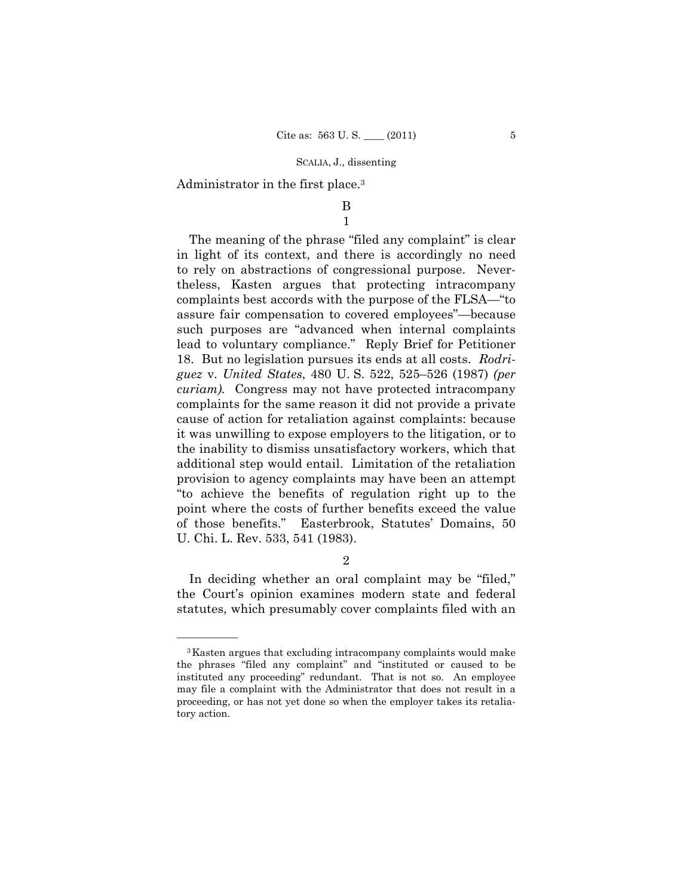Administrator in the first place.[3]

## B

### 1

The meaning of the phrase "filed any complaint" is clear in light of its context, and there is accordingly no need to rely on abstractions of congressional purpose. Nevertheless, Kasten argues that protecting intracompany complaints best accords with the purpose of the FLSA—"to assure fair compensation to covered employees"—because such purposes are "advanced when internal complaints lead to voluntary compliance." Reply Brief for Petitioner 18. But no legislation pursues its ends at all costs. *Rodriguez* v. *United States*, 480 U. S. 522, 525–526 (1987) *(per curiam)*. Congress may not have protected intracompany complaints for the same reason it did not provide a private cause of action for retaliation against complaints: because it was unwilling to expose employers to the litigation, or to the inability to dismiss unsatisfactory workers, which that additional step would entail. Limitation of the retaliation provision to agency complaints may have been an attempt "to achieve the benefits of regulation right up to the point where the costs of further benefits exceed the value of those benefits." Easterbrook, Statutes' Domains, 50 U. Chi. L. Rev. 533, 541 (1983).

### 2

In deciding whether an oral complaint may be "filed," the Court's opinion examines modern state and federal statutes, which presumably cover complaints filed with an

---

[3] Kasten argues that excluding intracompany complaints would make the phrases "filed any complaint" and "instituted or caused to be instituted any proceeding" redundant. That is not so. An employee may file a complaint with the Administrator that does not result in a proceeding, or has not yet done so when the employer takes its retaliatory action.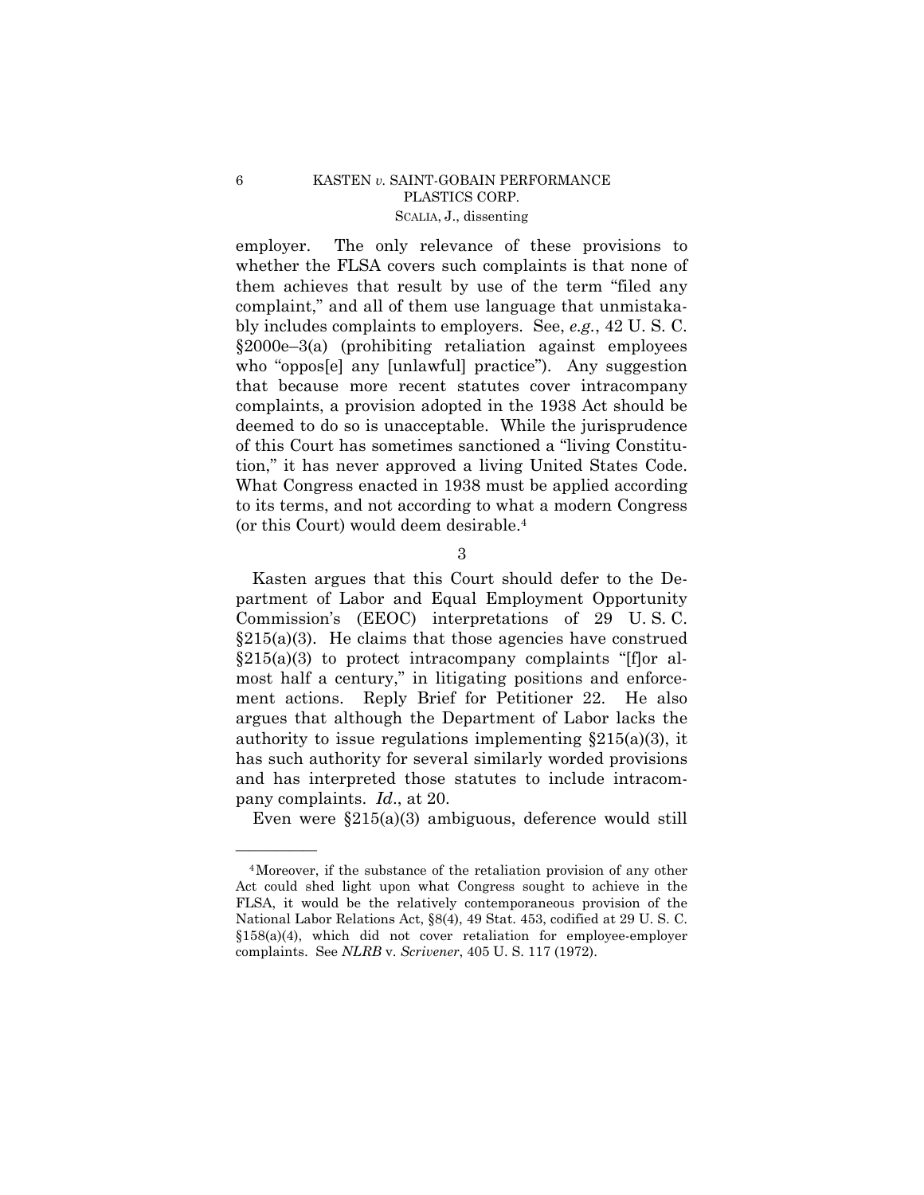employer. The only relevance of these provisions to whether the FLSA covers such complaints is that none of them achieves that result by use of the term "filed any complaint," and all of them use language that unmistakably includes complaints to employers. See, *e.g.*, 42 U. S. C. §2000e–3(a) (prohibiting retaliation against employees who "oppos[e] any [unlawful] practice"). Any suggestion that because more recent statutes cover intracompany complaints, a provision adopted in the 1938 Act should be deemed to do so is unacceptable. While the jurisprudence of this Court has sometimes sanctioned a "living Constitution," it has never approved a living United States Code. What Congress enacted in 1938 must be applied according to its terms, and not according to what a modern Congress (or this Court) would deem desirable.[4]

3

Kasten argues that this Court should defer to the Department of Labor and Equal Employment Opportunity Commission's (EEOC) interpretations of 29 U. S. C. §215(a)(3). He claims that those agencies have construed §215(a)(3) to protect intracompany complaints "[f]or almost half a century," in litigating positions and enforcement actions. Reply Brief for Petitioner 22. He also argues that although the Department of Labor lacks the authority to issue regulations implementing §215(a)(3), it has such authority for several similarly worded provisions and has interpreted those statutes to include intracompany complaints. *Id*., at 20.

Even were §215(a)(3) ambiguous, deference would still

---

[4] Moreover, if the substance of the retaliation provision of any other Act could shed light upon what Congress sought to achieve in the FLSA, it would be the relatively contemporaneous provision of the National Labor Relations Act, §8(4), 49 Stat. 453, codified at 29 U. S. C. §158(a)(4), which did not cover retaliation for employee-employer complaints. See *NLRB* v. *Scrivener*, 405 U. S. 117 (1972).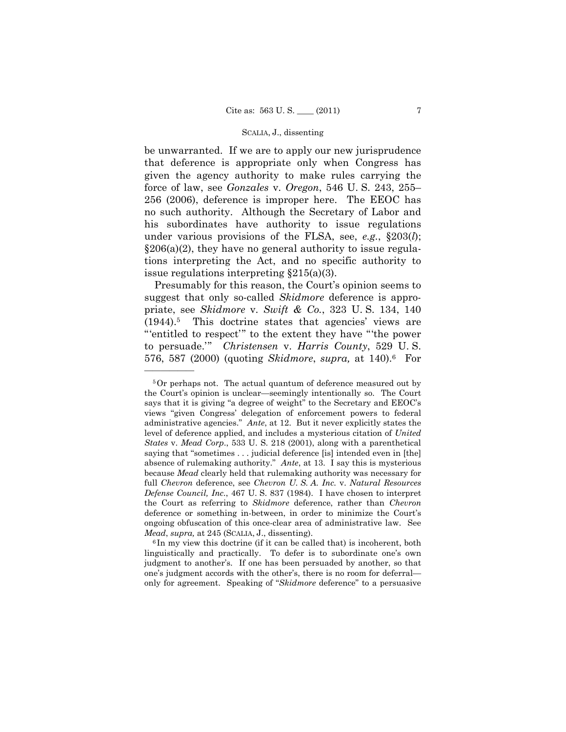be unwarranted. If we are to apply our new jurisprudence that deference is appropriate only when Congress has given the agency authority to make rules carrying the force of law, see *Gonzales* v. *Oregon*, 546 U. S. 243, 255–256 (2006), deference is improper here. The EEOC has no such authority. Although the Secretary of Labor and his subordinates have authority to issue regulations under various provisions of the FLSA, see, *e.g.*, §203(*l*); §206(a)(2), they have no general authority to issue regulations interpreting the Act, and no specific authority to issue regulations interpreting §215(a)(3).

Presumably for this reason, the Court's opinion seems to suggest that only so-called *Skidmore* deference is appropriate, see *Skidmore* v. *Swift & Co.*, 323 U. S. 134, 140 (1944).[5] This doctrine states that agencies' views are "'entitled to respect'" to the extent they have "'the power to persuade.'" *Christensen* v. *Harris County*, 529 U. S. 576, 587 (2000) (quoting *Skidmore*, *supra,* at 140).[6] For

---

[5] Or perhaps not. The actual quantum of deference measured out by the Court's opinion is unclear—seemingly intentionally so. The Court says that it is giving "a degree of weight" to the Secretary and EEOC's views "given Congress' delegation of enforcement powers to federal administrative agencies." *Ante*, at 12. But it never explicitly states the level of deference applied, and includes a mysterious citation of *United States* v. *Mead Corp.*, 533 U. S. 218 (2001), along with a parenthetical saying that "sometimes . . . judicial deference [is] intended even in [the] absence of rulemaking authority." *Ante*, at 13. I say this is mysterious because *Mead* clearly held that rulemaking authority was necessary for full *Chevron* deference, see *Chevron U. S. A. Inc.* v. *Natural Resources Defense Council, Inc.*, 467 U. S. 837 (1984). I have chosen to interpret the Court as referring to *Skidmore* deference, rather than *Chevron* deference or something in-between, in order to minimize the Court's ongoing obfuscation of this once-clear area of administrative law. See *Mead*, *supra,* at 245 (SCALIA, J., dissenting).

[6] In my view this doctrine (if it can be called that) is incoherent, both linguistically and practically. To defer is to subordinate one's own judgment to another's. If one has been persuaded by another, so that one's judgment accords with the other's, there is no room for deferral—only for agreement. Speaking of "*Skidmore* deference" to a persuasive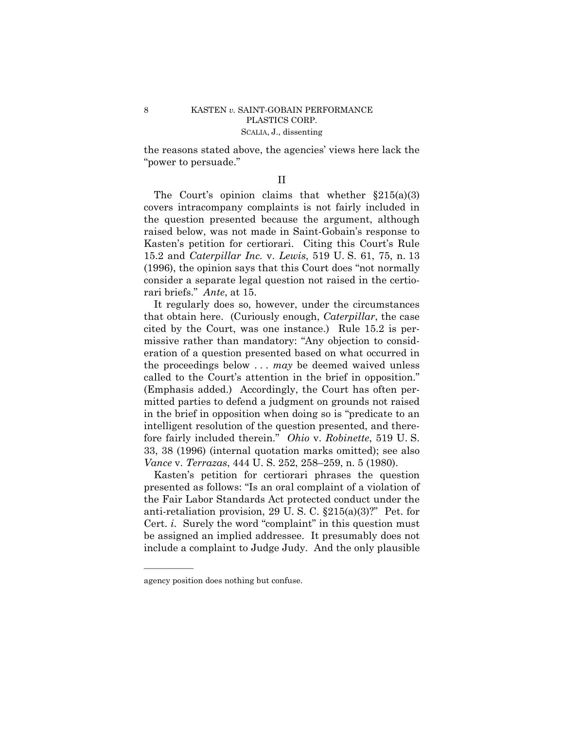the reasons stated above, the agencies' views here lack the "power to persuade."

## II

The Court's opinion claims that whether §215(a)(3) covers intracompany complaints is not fairly included in the question presented because the argument, although raised below, was not made in Saint-Gobain's response to Kasten's petition for certiorari. Citing this Court's Rule 15.2 and *Caterpillar Inc.* v. *Lewis*, 519 U. S. 61, 75, n. 13 (1996), the opinion says that this Court does "not normally consider a separate legal question not raised in the certiorari briefs." *Ante*, at 15.

It regularly does so, however, under the circumstances that obtain here. (Curiously enough, *Caterpillar*, the case cited by the Court, was one instance.) Rule 15.2 is permissive rather than mandatory: "Any objection to consideration of a question presented based on what occurred in the proceedings below . . . *may* be deemed waived unless called to the Court's attention in the brief in opposition." (Emphasis added.) Accordingly, the Court has often permitted parties to defend a judgment on grounds not raised in the brief in opposition when doing so is "predicate to an intelligent resolution of the question presented, and therefore fairly included therein." *Ohio* v. *Robinette*, 519 U. S. 33, 38 (1996) (internal quotation marks omitted); see also *Vance* v. *Terrazas*, 444 U. S. 252, 258–259, n. 5 (1980).

Kasten's petition for certiorari phrases the question presented as follows: "Is an oral complaint of a violation of the Fair Labor Standards Act protected conduct under the anti-retaliation provision, 29 U. S. C. §215(a)(3)?" Pet. for Cert. *i*. Surely the word "complaint" in this question must be assigned an implied addressee. It presumably does not include a complaint to Judge Judy. And the only plausible

---

agency position does nothing but confuse.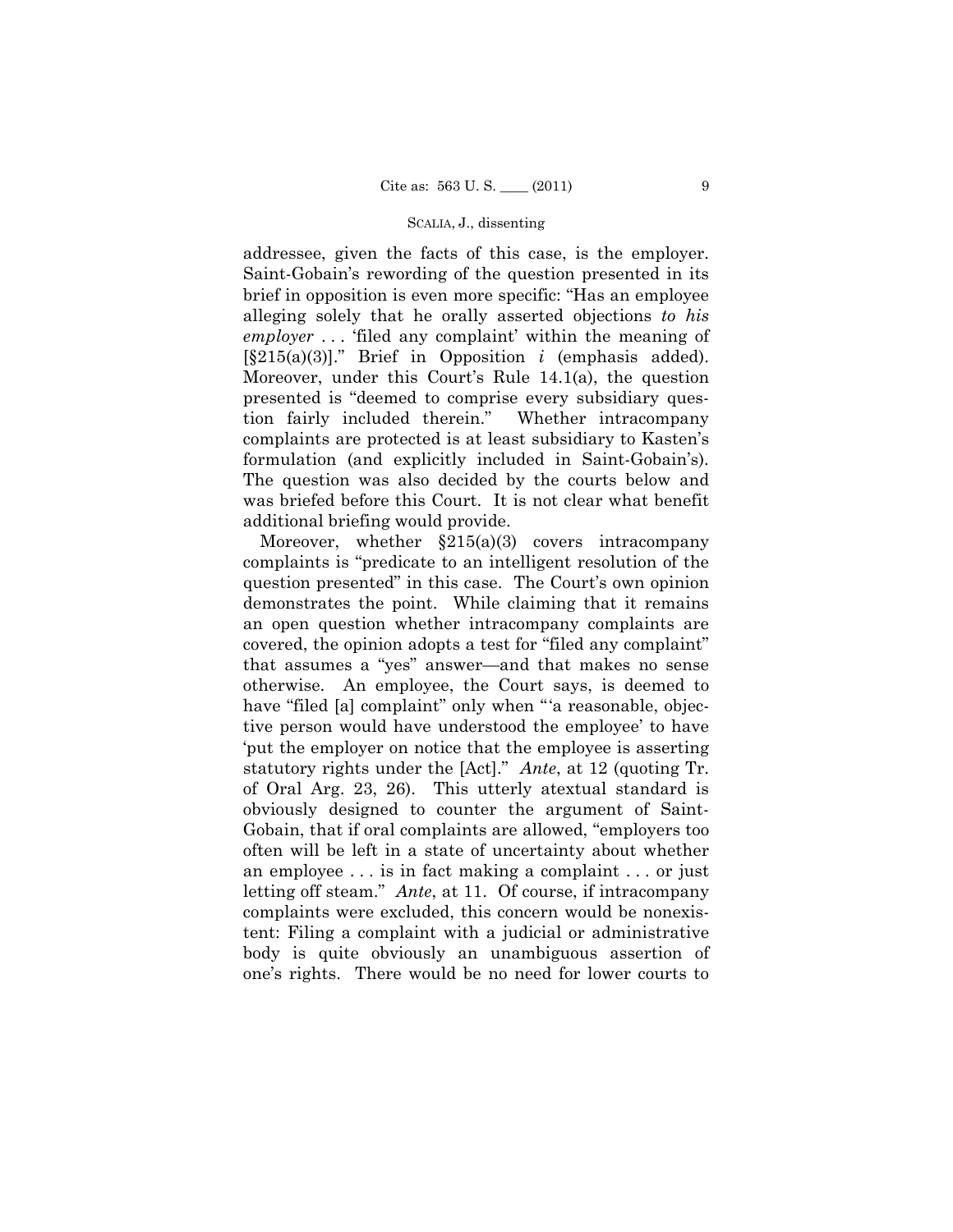addressee, given the facts of this case, is the employer. Saint-Gobain's rewording of the question presented in its brief in opposition is even more specific: "Has an employee alleging solely that he orally asserted objections *to his employer* . . . 'filed any complaint' within the meaning of [§215(a)(3)]." Brief in Opposition *i* (emphasis added). Moreover, under this Court's Rule 14.1(a), the question presented is "deemed to comprise every subsidiary question fairly included therein." Whether intracompany complaints are protected is at least subsidiary to Kasten's formulation (and explicitly included in Saint-Gobain's). The question was also decided by the courts below and was briefed before this Court. It is not clear what benefit additional briefing would provide.

Moreover, whether §215(a)(3) covers intracompany complaints is "predicate to an intelligent resolution of the question presented" in this case. The Court's own opinion demonstrates the point. While claiming that it remains an open question whether intracompany complaints are covered, the opinion adopts a test for "filed any complaint" that assumes a "yes" answer—and that makes no sense otherwise. An employee, the Court says, is deemed to have "filed [a] complaint" only when "'a reasonable, objective person would have understood the employee' to have 'put the employer on notice that the employee is asserting statutory rights under the [Act]." *Ante*, at 12 (quoting Tr. of Oral Arg. 23, 26). This utterly atextual standard is obviously designed to counter the argument of Saint-Gobain, that if oral complaints are allowed, "employers too often will be left in a state of uncertainty about whether an employee . . . is in fact making a complaint . . . or just letting off steam." *Ante*, at 11. Of course, if intracompany complaints were excluded, this concern would be nonexistent: Filing a complaint with a judicial or administrative body is quite obviously an unambiguous assertion of one's rights. There would be no need for lower courts to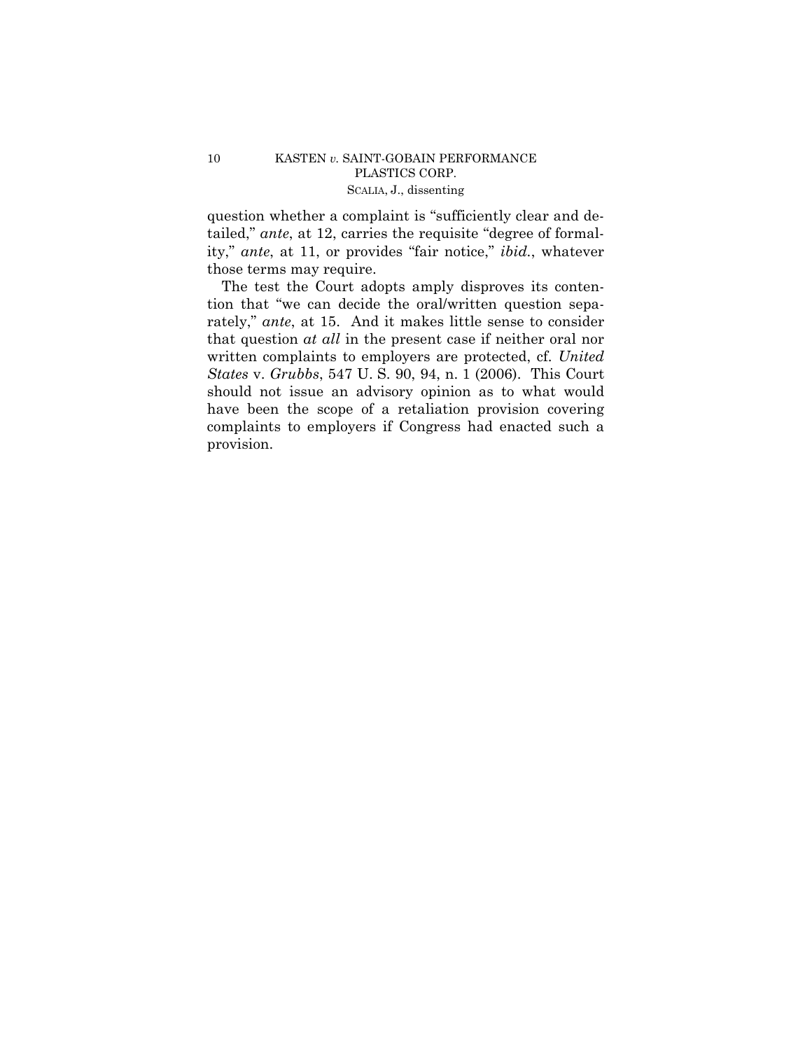question whether a complaint is "sufficiently clear and detailed," *ante*, at 12, carries the requisite "degree of formality," *ante*, at 11, or provides "fair notice," *ibid.*, whatever those terms may require.

The test the Court adopts amply disproves its contention that "we can decide the oral/written question separately," *ante*, at 15. And it makes little sense to consider that question *at all* in the present case if neither oral nor written complaints to employers are protected, cf. *United States* v. *Grubbs*, 547 U. S. 90, 94, n. 1 (2006). This Court should not issue an advisory opinion as to what would have been the scope of a retaliation provision covering complaints to employers if Congress had enacted such a provision.